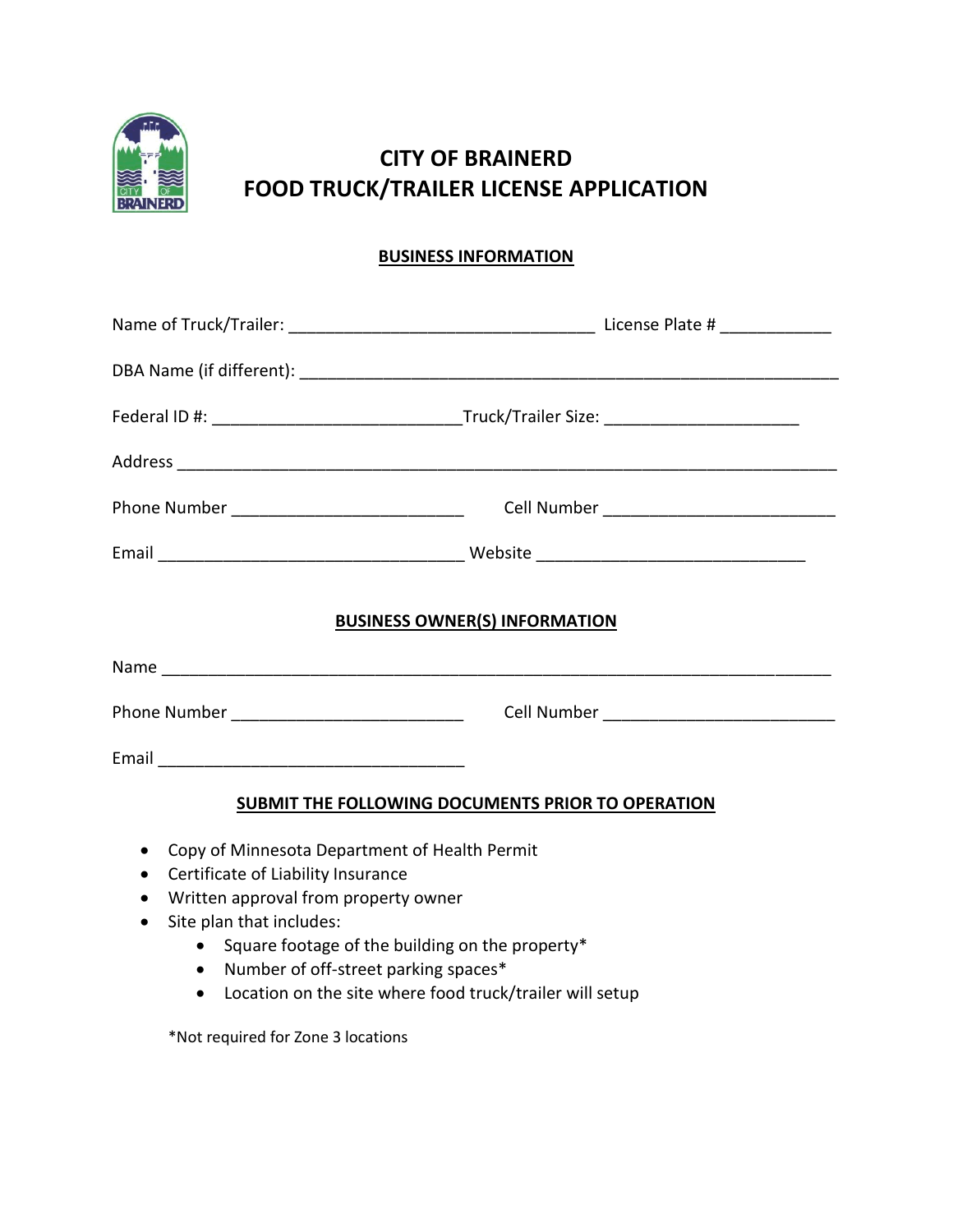# CITY OF BRAINERD
# FOOD TRUCK/TRAILER LICENSE APPLICATION

## BUSINESS INFORMATION

Name of Truck/Trailer: _________________________________ License Plate # ____________

DBA Name (if different): _____________________________________________________________

Federal ID #: ___________________________Truck/Trailer Size: _____________________

Address _______________________________________________________________________

Phone Number _________________________ Cell Number _________________________

Email _________________________________ Website _____________________________

## BUSINESS OWNER(S) INFORMATION

Name _________________________________________________________________________

Phone Number _________________________ Cell Number _________________________

Email _________________________________

## SUBMIT THE FOLLOWING DOCUMENTS PRIOR TO OPERATION

- Copy of Minnesota Department of Health Permit
- Certificate of Liability Insurance
- Written approval from property owner
- Site plan that includes:
  - Square footage of the building on the property*
  - Number of off-street parking spaces*
  - Location on the site where food truck/trailer will setup

*Not required for Zone 3 locations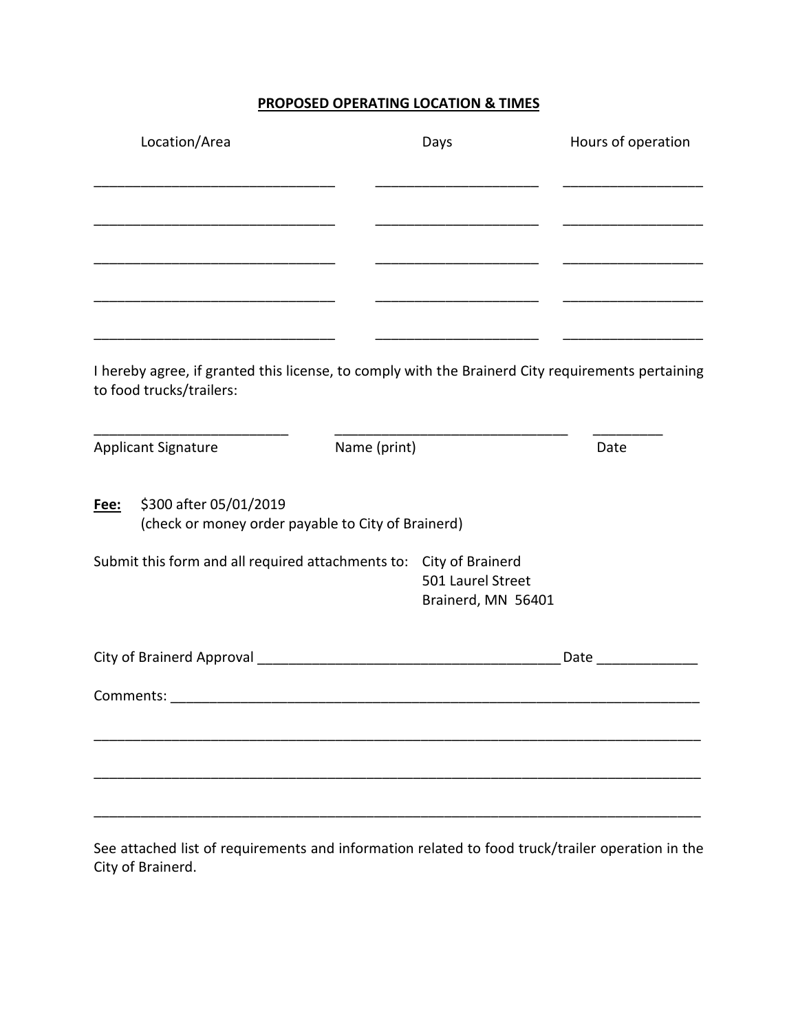**PROPOSED OPERATING LOCATION & TIMES**

| Location/Area | Days | Hours of operation |
|---|---|---|
| | | |
| | | |
| | | |
| | | |
| | | |

I hereby agree, if granted this license, to comply with the Brainerd City requirements pertaining to food trucks/trailers:

_________________________ _______________________________ _________

Applicant Signature Name (print) Date

**Fee:** $300 after 05/01/2019
(check or money order payable to City of Brainerd)

Submit this form and all required attachments to: City of Brainerd
501 Laurel Street
Brainerd, MN 56401

City of Brainerd Approval _______________________________________ Date _____________

Comments: ______________________________________________________________________

_______________________________________________________________________________

_______________________________________________________________________________

_______________________________________________________________________________

See attached list of requirements and information related to food truck/trailer operation in the City of Brainerd.